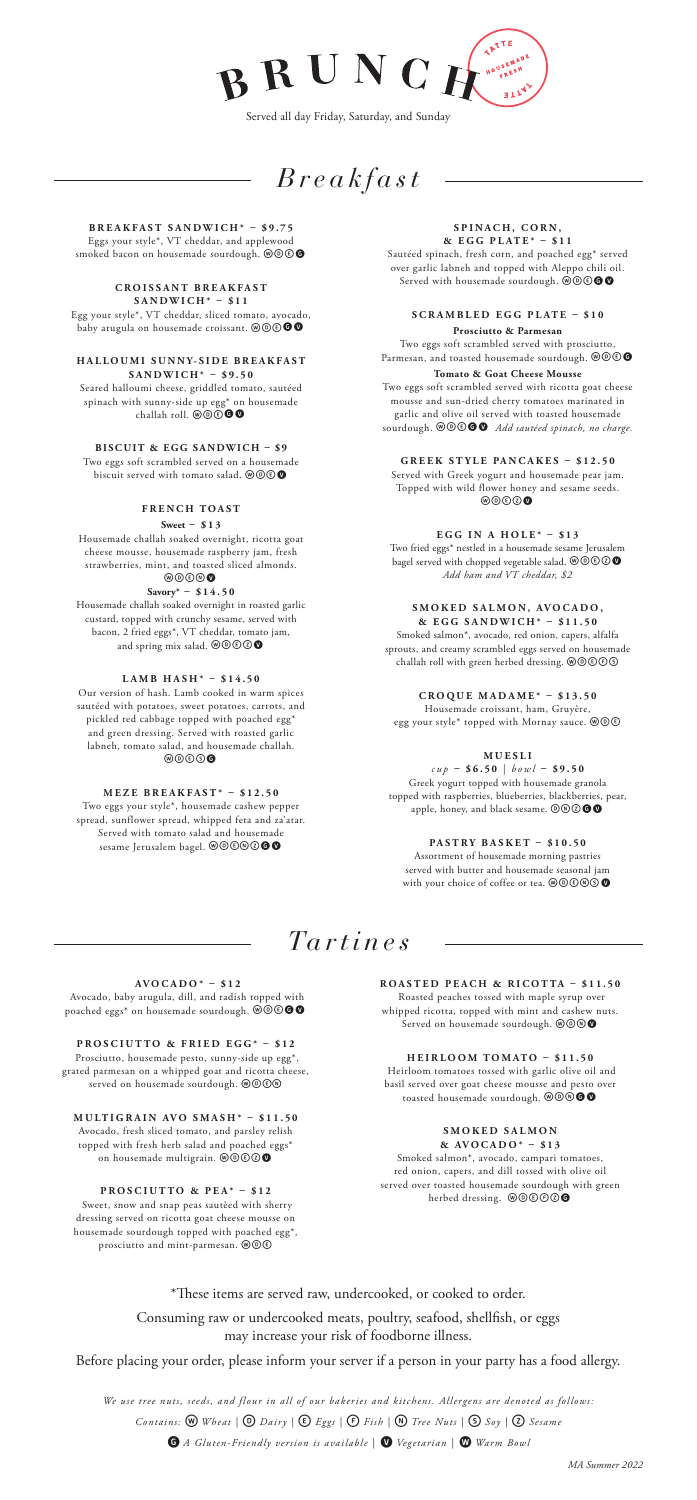# BRUNCH

TATTE HOUSEMADE FRESH TATTE

Served all day Friday, Saturday, and Sunday

## *Breakfast*

**BREAKFAST SANDWICH* – $9.75**
Eggs your style*, VT cheddar, and applewood smoked bacon on housemade sourdough. Ⓦ Ⓓ Ⓔ Ⓖ

**CROISSANT BREAKFAST SANDWICH* – $11**
Egg your style*, VT cheddar, sliced tomato, avocado, baby arugula on housemade croissant. Ⓦ Ⓓ Ⓔ Ⓖ Ⓥ

**HALLOUMI SUNNY-SIDE BREAKFAST SANDWICH* – $9.50**
Seared halloumi cheese, griddled tomato, sautéed spinach with sunny-side up egg* on housemade challah roll. Ⓦ Ⓓ Ⓔ Ⓖ Ⓥ

**BISCUIT & EGG SANDWICH – $9**
Two eggs soft scrambled served on a housemade biscuit served with tomato salad. Ⓦ Ⓓ Ⓔ Ⓥ

**FRENCH TOAST**

**Sweet – $13**
Housemade challah soaked overnight, ricotta goat cheese mousse, housemade raspberry jam, fresh strawberries, mint, and toasted sliced almonds. Ⓦ Ⓓ Ⓔ Ⓝ Ⓥ

**Savory* – $14.50**
Housemade challah soaked overnight in roasted garlic custard, topped with crunchy sesame, served with bacon, 2 fried eggs*, VT cheddar, tomato jam, and spring mix salad. Ⓦ Ⓓ Ⓔ Ⓩ Ⓥ

**LAMB HASH* – $14.50**
Our version of hash. Lamb cooked in warm spices sautéed with potatoes, sweet potatoes, carrots, and pickled red cabbage topped with poached egg* and green dressing. Served with roasted garlic labneh, tomato salad, and housemade challah. Ⓦ Ⓓ Ⓔ Ⓢ Ⓖ

**MEZE BREAKFAST* – $12.50**
Two eggs your style*, housemade cashew pepper spread, sunflower spread, whipped feta and za'atar. Served with tomato salad and housemade sesame Jerusalem bagel. Ⓦ Ⓓ Ⓔ Ⓝ Ⓩ Ⓖ Ⓥ

**SPINACH, CORN, & EGG PLATE* – $11**
Sautéed spinach, fresh corn, and poached egg* served over garlic labneh and topped with Aleppo chili oil. Served with housemade sourdough. Ⓦ Ⓓ Ⓔ Ⓖ Ⓥ

**SCRAMBLED EGG PLATE – $10**

**Prosciutto & Parmesan**
Two eggs soft scrambled served with prosciutto, Parmesan, and toasted housemade sourdough. Ⓦ Ⓓ Ⓔ Ⓖ

**Tomato & Goat Cheese Mousse**
Two eggs soft scrambled served with ricotta goat cheese mousse and sun-dried cherry tomatoes marinated in garlic and olive oil served with toasted housemade sourdough. Ⓦ Ⓓ Ⓔ Ⓖ Ⓥ *Add sautéed spinach, no charge.*

**GREEK STYLE PANCAKES – $12.50**
Served with Greek yogurt and housemade pear jam. Topped with wild flower honey and sesame seeds. Ⓦ Ⓓ Ⓔ Ⓩ Ⓥ

**EGG IN A HOLE* – $13**
Two fried eggs* nestled in a housemade sesame Jerusalem bagel served with chopped vegetable salad. Ⓦ Ⓓ Ⓔ Ⓩ Ⓥ
*Add ham and VT cheddar, $2*

**SMOKED SALMON, AVOCADO, & EGG SANDWICH* – $11.50**
Smoked salmon*, avocado, red onion, capers, alfalfa sprouts, and creamy scrambled eggs served on housemade challah roll with green herbed dressing. Ⓦ Ⓓ Ⓔ Ⓕ Ⓢ

**CROQUE MADAME* – $13.50**
Housemade croissant, ham, Gruyère, egg your style* topped with Mornay sauce. Ⓦ Ⓓ Ⓔ

**MUESLI**
*cup* – $6.50 | *bowl* – $9.50
Greek yogurt topped with housemade granola topped with raspberries, blueberries, blackberries, pear, apple, honey, and black sesame. Ⓓ Ⓝ Ⓩ Ⓖ Ⓥ

**PASTRY BASKET – $10.50**
Assortment of housemade morning pastries served with butter and housemade seasonal jam with your choice of coffee or tea. Ⓦ Ⓓ Ⓔ Ⓝ Ⓢ Ⓥ

## *Tartines*

**AVOCADO* – $12**
Avocado, baby arugula, dill, and radish topped with poached eggs* on housemade sourdough. Ⓦ Ⓓ Ⓔ Ⓖ Ⓥ

**PROSCIUTTO & FRIED EGG* – $12**
Prosciutto, housemade pesto, sunny-side up egg*, grated parmesan on a whipped goat and ricotta cheese, served on housemade sourdough. Ⓦ Ⓓ Ⓔ Ⓝ

**MULTIGRAIN AVO SMASH* – $11.50**
Avocado, fresh sliced tomato, and parsley relish topped with fresh herb salad and poached eggs* on housemade multigrain. Ⓦ Ⓓ Ⓔ Ⓩ Ⓥ

**PROSCIUTTO & PEA* – $12**
Sweet, snow and snap peas sautéed with sherry dressing served on ricotta goat cheese mousse on housemade sourdough topped with poached egg*, prosciutto and mint-parmesan. Ⓦ Ⓓ Ⓔ

**ROASTED PEACH & RICOTTA – $11.50**
Roasted peaches tossed with maple syrup over whipped ricotta, topped with mint and cashew nuts. Served on housemade sourdough. Ⓦ Ⓓ Ⓝ Ⓥ

**HEIRLOOM TOMATO – $11.50**
Heirloom tomatoes tossed with garlic olive oil and basil served over goat cheese mousse and pesto over toasted housemade sourdough. Ⓦ Ⓓ Ⓝ Ⓖ Ⓥ

**SMOKED SALMON & AVOCADO* – $13**
Smoked salmon*, avocado, campari tomatoes, red onion, capers, and dill tossed with olive oil served over toasted housemade sourdough with green herbed dressing. Ⓦ Ⓓ Ⓔ Ⓕ Ⓩ Ⓖ

*These items are served raw, undercooked, or cooked to order.

Consuming raw or undercooked meats, poultry, seafood, shellfish, or eggs may increase your risk of foodborne illness.

Before placing your order, please inform your server if a person in your party has a food allergy.

*We use tree nuts, seeds, and flour in all of our bakeries and kitchens. Allergens are denoted as follows:*

*Contains:* Ⓦ *Wheat* | Ⓓ *Dairy* | Ⓔ *Eggs* | Ⓕ *Fish* | Ⓝ *Tree Nuts* | Ⓢ *Soy* | Ⓩ *Sesame*

Ⓖ *A Gluten-Friendly version is available* | Ⓥ *Vegetarian* | Ⓦ *Warm Bowl*

*MA Summer 2022*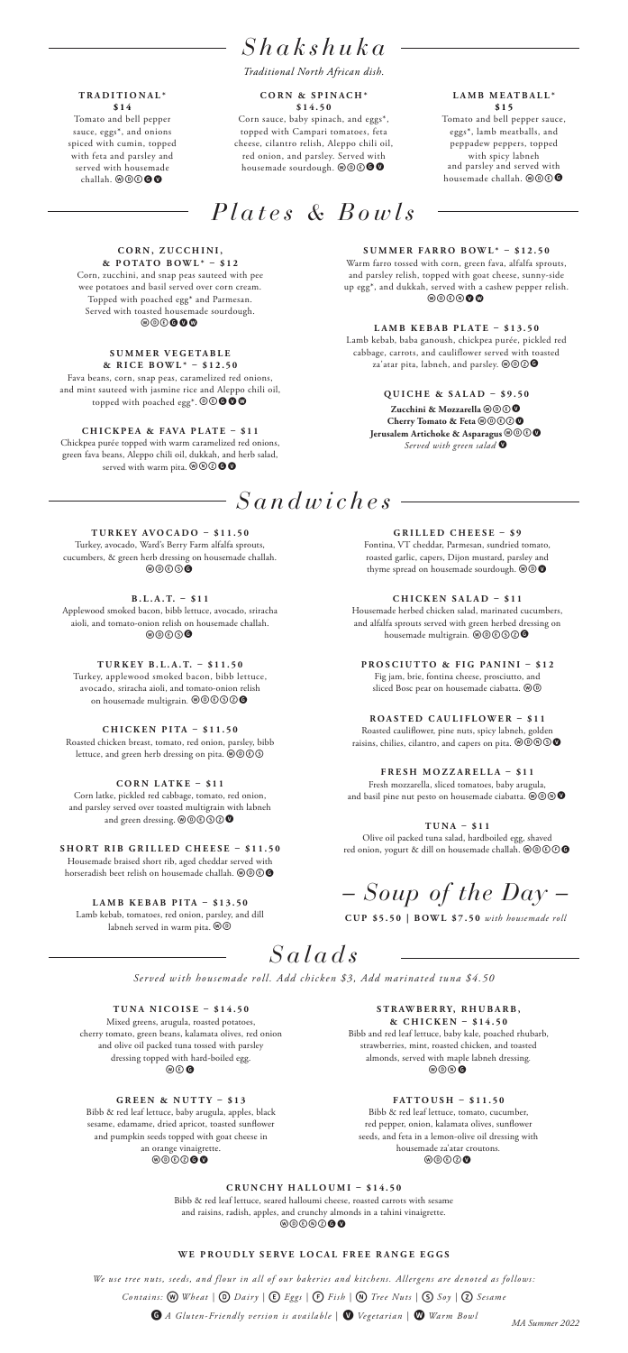# *Shakshuka*

*Traditional North African dish.*

### TRADITIONAL* $14

Tomato and bell pepper sauce, eggs*, and onions spiced with cumin, topped with feta and parsley and served with housemade challah. Ⓦ Ⓓ Ⓔ G V

### CORN & SPINACH* $14.50

Corn sauce, baby spinach, and eggs*, topped with Campari tomatoes, feta cheese, cilantro relish, Aleppo chili oil, red onion, and parsley. Served with housemade sourdough. Ⓦ Ⓓ Ⓔ G V

### LAMB MEATBALL* $15

Tomato and bell pepper sauce, eggs*, lamb meatballs, and peppadew peppers, topped with spicy labneh and parsley and served with housemade challah. Ⓦ Ⓓ Ⓔ G

# *Plates & Bowls*

### CORN, ZUCCHINI, & POTATO BOWL* – $12

Corn, zucchini, and snap peas sauteed with pee wee potatoes and basil served over corn cream. Topped with poached egg* and Parmesan. Served with toasted housemade sourdough. Ⓦ Ⓓ Ⓔ G V W

### SUMMER VEGETABLE & RICE BOWL* – $12.50

Fava beans, corn, snap peas, caramelized red onions, and mint sauteed with jasmine rice and Aleppo chili oil, topped with poached egg*. Ⓓ Ⓔ G V W

### CHICKPEA & FAVA PLATE – $11

Chickpea purée topped with warm caramelized red onions, green fava beans, Aleppo chili oil, dukkah, and herb salad, served with warm pita. Ⓦ Ⓝ Ⓩ G V

### SUMMER FARRO BOWL* – $12.50

Warm farro tossed with corn, green fava, alfalfa sprouts, and parsley relish, topped with goat cheese, sunny-side up egg*, and dukkah, served with a cashew pepper relish. Ⓦ Ⓓ Ⓔ Ⓝ V W

### LAMB KEBAB PLATE – $13.50

Lamb kebab, baba ganoush, chickpea purée, pickled red cabbage, carrots, and cauliflower served with toasted za'atar pita, labneh, and parsley. Ⓦ Ⓓ Ⓩ G

### QUICHE & SALAD – $9.50

**Zucchini & Mozzarella** Ⓦ Ⓓ Ⓔ V
**Cherry Tomato & Feta** Ⓦ Ⓓ Ⓔ Ⓩ V
**Jerusalem Artichoke & Asparagus** Ⓦ Ⓓ Ⓔ V
*Served with green salad* V

# *Sandwiches*

### TURKEY AVOCADO – $11.50

Turkey, avocado, Ward's Berry Farm alfalfa sprouts, cucumbers, & green herb dressing on housemade challah. Ⓦ Ⓓ Ⓔ Ⓢ G

### B.L.A.T. – $11

Applewood smoked bacon, bibb lettuce, avocado, sriracha aioli, and tomato-onion relish on housemade challah. Ⓦ Ⓓ Ⓔ Ⓢ G

### TURKEY B.L.A.T. – $11.50

Turkey, applewood smoked bacon, bibb lettuce, avocado, sriracha aioli, and tomato-onion relish on housemade multigrain. Ⓦ Ⓓ Ⓔ Ⓢ Ⓩ G

### CHICKEN PITA – $11.50

Roasted chicken breast, tomato, red onion, parsley, bibb lettuce, and green herb dressing on pita. Ⓦ Ⓓ Ⓔ Ⓢ

### CORN LATKE – $11

Corn latke, pickled red cabbage, tomato, red onion, and parsley served over toasted multigrain with labneh and green dressing. Ⓦ Ⓓ Ⓔ Ⓢ Ⓩ V

### SHORT RIB GRILLED CHEESE – $11.50

Housemade braised short rib, aged cheddar served with horseradish beet relish on housemade challah. Ⓦ Ⓓ Ⓔ G

### LAMB KEBAB PITA – $13.50

Lamb kebab, tomatoes, red onion, parsley, and dill labneh served in warm pita. Ⓦ Ⓓ

### GRILLED CHEESE – $9

Fontina, VT cheddar, Parmesan, sundried tomato, roasted garlic, capers, Dijon mustard, parsley and thyme spread on housemade sourdough. Ⓦ Ⓓ V

### CHICKEN SALAD – $11

Housemade herbed chicken salad, marinated cucumbers, and alfalfa sprouts served with green herbed dressing on housemade multigrain. Ⓦ Ⓓ Ⓔ Ⓢ Ⓩ G

### PROSCIUTTO & FIG PANINI – $12

Fig jam, brie, fontina cheese, prosciutto, and sliced Bosc pear on housemade ciabatta. Ⓦ Ⓓ

### ROASTED CAULIFLOWER – $11

Roasted cauliflower, pine nuts, spicy labneh, golden raisins, chilies, cilantro, and capers on pita. Ⓦ Ⓓ Ⓝ Ⓢ V

### FRESH MOZZARELLA – $11

Fresh mozzarella, sliced tomatoes, baby arugula, and basil pine nut pesto on housemade ciabatta. Ⓦ Ⓓ Ⓝ V

### TUNA – $11

Olive oil packed tuna salad, hardboiled egg, shaved red onion, yogurt & dill on housemade challah. Ⓦ Ⓓ Ⓔ Ⓕ G

# *– Soup of the Day –*

**CUP $5.50 | BOWL $7.50** *with housemade roll*

# *Salads*

*Served with housemade roll. Add chicken $3, Add marinated tuna $4.50*

### TUNA NICOISE – $14.50

Mixed greens, arugula, roasted potatoes, cherry tomato, green beans, kalamata olives, red onion and olive oil packed tuna tossed with parsley dressing topped with hard-boiled egg. Ⓕ Ⓔ G

### GREEN & NUTTY – $13

Bibb & red leaf lettuce, baby arugula, apples, black sesame, edamame, dried apricot, toasted sunflower and pumpkin seeds topped with goat cheese in an orange vinaigrette. Ⓦ Ⓓ Ⓢ Ⓩ G V

### STRAWBERRY, RHUBARB, & CHICKEN – $14.50

Bibb and red leaf lettuce, baby kale, poached rhubarb, strawberries, mint, roasted chicken, and toasted almonds, served with maple labneh dressing. Ⓦ Ⓓ Ⓝ G

### FATTOUSH – $11.50

Bibb & red leaf lettuce, tomato, cucumber, red pepper, onion, kalamata olives, sunflower seeds, and feta in a lemon-olive oil dressing with housemade za'atar croutons. Ⓦ Ⓓ Ⓩ V

### CRUNCHY HALLOUMI – $14.50

Bibb & red leaf lettuce, seared halloumi cheese, roasted carrots with sesame and raisins, radish, apples, and crunchy almonds in a tahini vinaigrette. Ⓦ Ⓓ Ⓔ Ⓝ Ⓩ G V

**WE PROUDLY SERVE LOCAL FREE RANGE EGGS**

*We use tree nuts, seeds, and flour in all of our bakeries and kitchens. Allergens are denoted as follows:*

*Contains:* Ⓦ *Wheat* | Ⓓ *Dairy* | Ⓔ *Eggs* | Ⓕ *Fish* | Ⓝ *Tree Nuts* | Ⓢ *Soy* | Ⓩ *Sesame*

G *A Gluten-Friendly version is available* | V *Vegetarian* | W *Warm Bowl*

*MA Summer 2022*